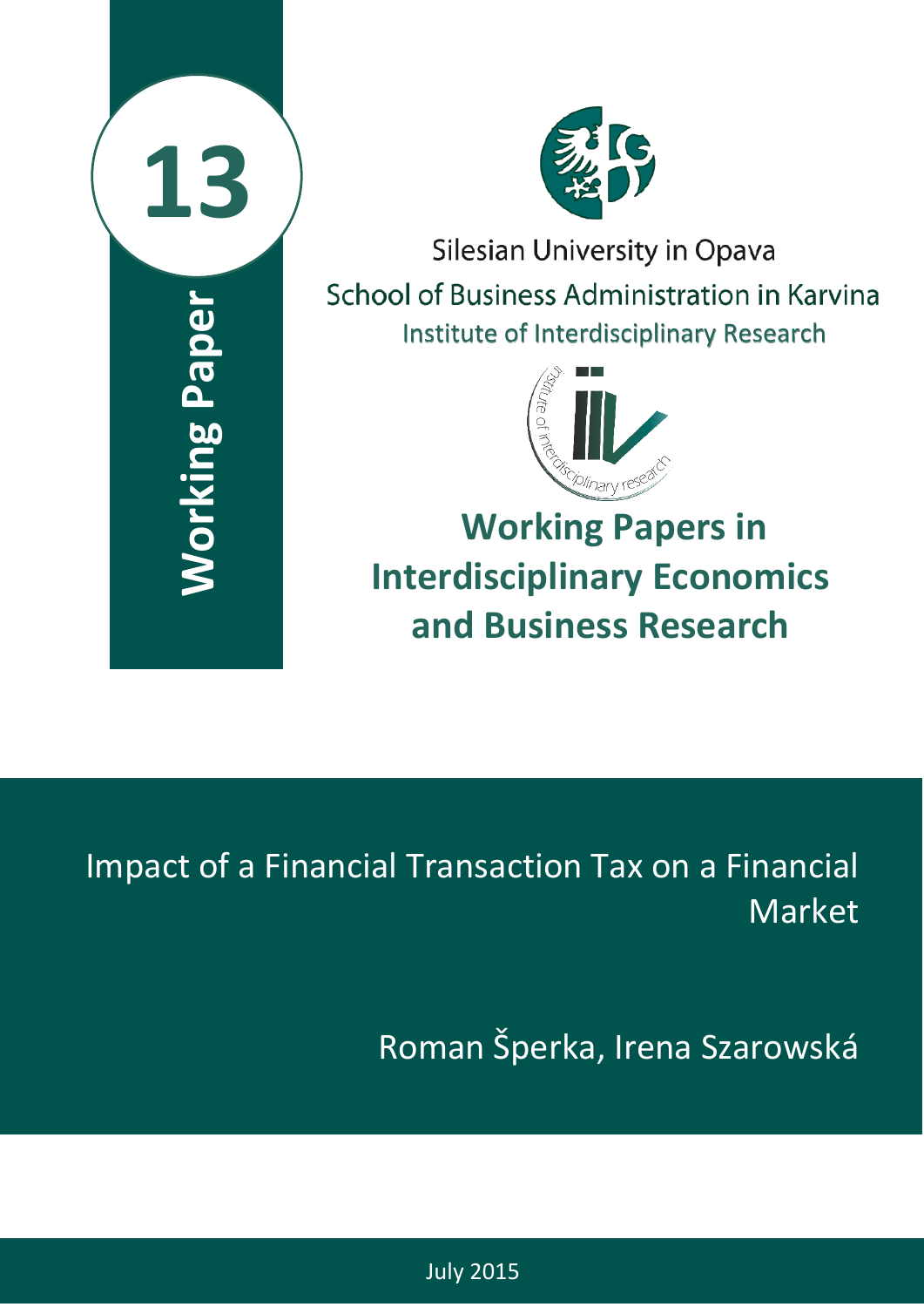# 13

**Working Paper**

Silesian University in Opava

School of Business Administration in Karvina

Institute of Interdisciplinary Research

## Working Papers in Interdisciplinary Economics and Business Research

# Impact of a Financial Transaction Tax on a Financial Market

Roman Šperka, Irena Szarowská

July 2015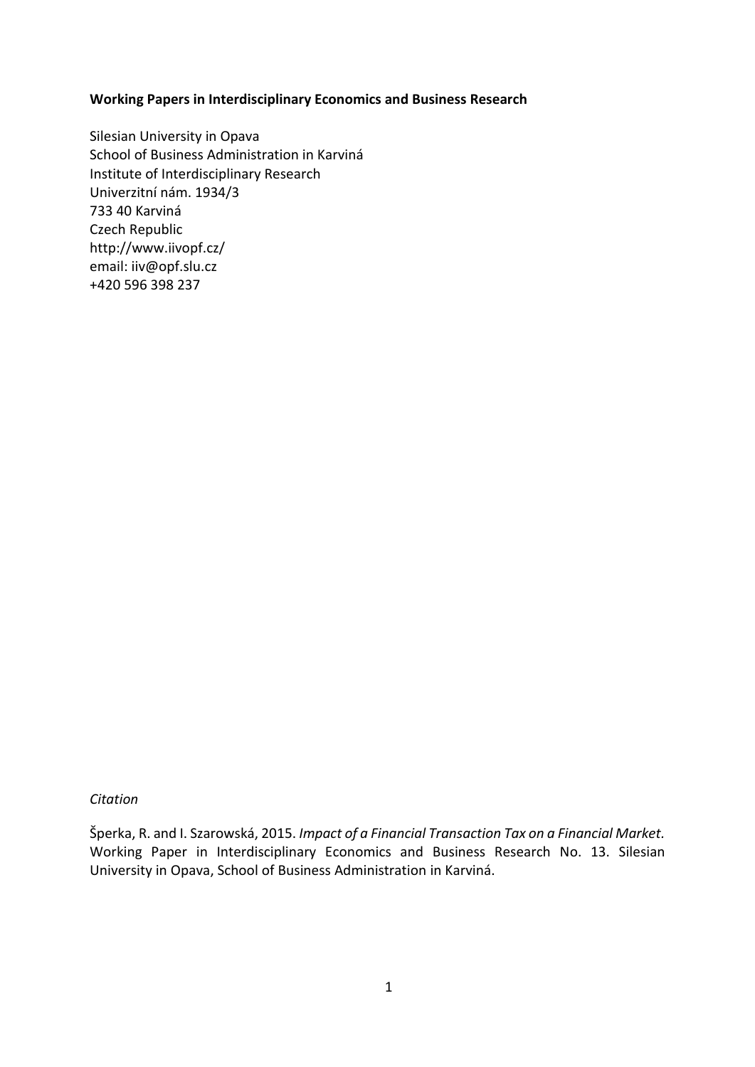**Working Papers in Interdisciplinary Economics and Business Research**

Silesian University in Opava
School of Business Administration in Karviná
Institute of Interdisciplinary Research
Univerzitní nám. 1934/3
733 40 Karviná
Czech Republic
http://www.iivopf.cz/
email: iiv@opf.slu.cz
+420 596 398 237

*Citation*

Šperka, R. and I. Szarowská, 2015. *Impact of a Financial Transaction Tax on a Financial Market.* Working Paper in Interdisciplinary Economics and Business Research No. 13. Silesian University in Opava, School of Business Administration in Karviná.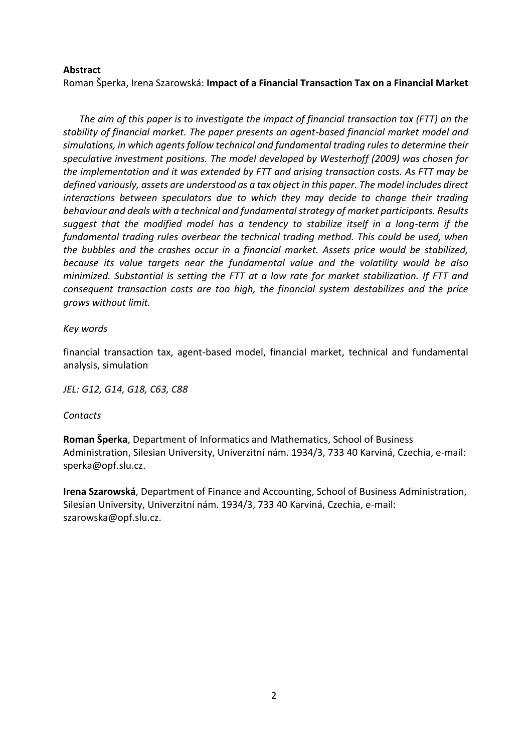**Abstract**

Roman Šperka, Irena Szarowská: **Impact of a Financial Transaction Tax on a Financial Market**

*The aim of this paper is to investigate the impact of financial transaction tax (FTT) on the stability of financial market. The paper presents an agent-based financial market model and simulations, in which agents follow technical and fundamental trading rules to determine their speculative investment positions. The model developed by Westerhoff (2009) was chosen for the implementation and it was extended by FTT and arising transaction costs. As FTT may be defined variously, assets are understood as a tax object in this paper. The model includes direct interactions between speculators due to which they may decide to change their trading behaviour and deals with a technical and fundamental strategy of market participants. Results suggest that the modified model has a tendency to stabilize itself in a long-term if the fundamental trading rules overbear the technical trading method. This could be used, when the bubbles and the crashes occur in a financial market. Assets price would be stabilized, because its value targets near the fundamental value and the volatility would be also minimized. Substantial is setting the FTT at a low rate for market stabilization. If FTT and consequent transaction costs are too high, the financial system destabilizes and the price grows without limit.*

*Key words*

financial transaction tax, agent-based model, financial market, technical and fundamental analysis, simulation

*JEL: G12, G14, G18, C63, C88*

*Contacts*

**Roman Šperka**, Department of Informatics and Mathematics, School of Business Administration, Silesian University, Univerzitní nám. 1934/3, 733 40 Karviná, Czechia, e-mail: sperka@opf.slu.cz.

**Irena Szarowská**, Department of Finance and Accounting, School of Business Administration, Silesian University, Univerzitní nám. 1934/3, 733 40 Karviná, Czechia, e-mail: szarowska@opf.slu.cz.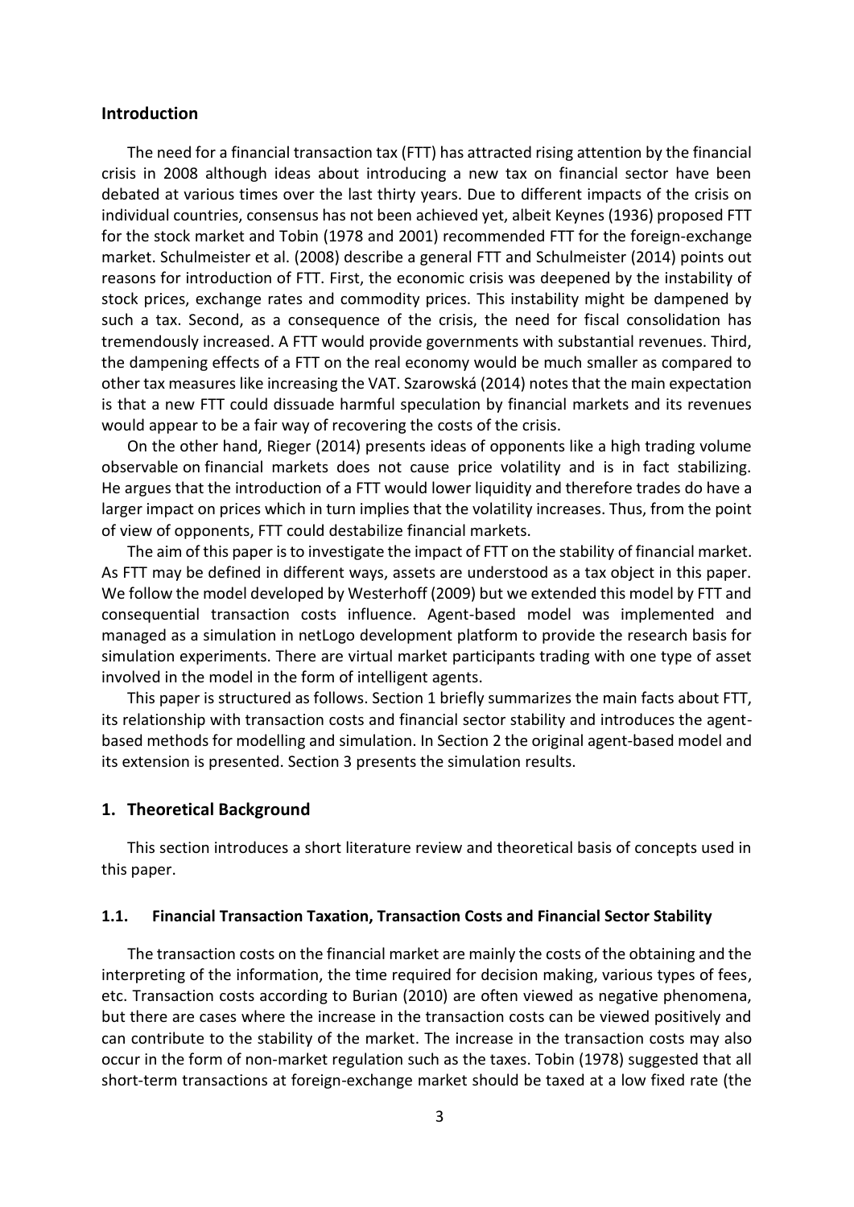## Introduction

The need for a financial transaction tax (FTT) has attracted rising attention by the financial crisis in 2008 although ideas about introducing a new tax on financial sector have been debated at various times over the last thirty years. Due to different impacts of the crisis on individual countries, consensus has not been achieved yet, albeit Keynes (1936) proposed FTT for the stock market and Tobin (1978 and 2001) recommended FTT for the foreign-exchange market. Schulmeister et al. (2008) describe a general FTT and Schulmeister (2014) points out reasons for introduction of FTT. First, the economic crisis was deepened by the instability of stock prices, exchange rates and commodity prices. This instability might be dampened by such a tax. Second, as a consequence of the crisis, the need for fiscal consolidation has tremendously increased. A FTT would provide governments with substantial revenues. Third, the dampening effects of a FTT on the real economy would be much smaller as compared to other tax measures like increasing the VAT. Szarowská (2014) notes that the main expectation is that a new FTT could dissuade harmful speculation by financial markets and its revenues would appear to be a fair way of recovering the costs of the crisis.

On the other hand, Rieger (2014) presents ideas of opponents like a high trading volume observable on financial markets does not cause price volatility and is in fact stabilizing. He argues that the introduction of a FTT would lower liquidity and therefore trades do have a larger impact on prices which in turn implies that the volatility increases. Thus, from the point of view of opponents, FTT could destabilize financial markets.

The aim of this paper is to investigate the impact of FTT on the stability of financial market. As FTT may be defined in different ways, assets are understood as a tax object in this paper. We follow the model developed by Westerhoff (2009) but we extended this model by FTT and consequential transaction costs influence. Agent-based model was implemented and managed as a simulation in netLogo development platform to provide the research basis for simulation experiments. There are virtual market participants trading with one type of asset involved in the model in the form of intelligent agents.

This paper is structured as follows. Section 1 briefly summarizes the main facts about FTT, its relationship with transaction costs and financial sector stability and introduces the agent-based methods for modelling and simulation. In Section 2 the original agent-based model and its extension is presented. Section 3 presents the simulation results.

## 1. Theoretical Background

This section introduces a short literature review and theoretical basis of concepts used in this paper.

### 1.1. Financial Transaction Taxation, Transaction Costs and Financial Sector Stability

The transaction costs on the financial market are mainly the costs of the obtaining and the interpreting of the information, the time required for decision making, various types of fees, etc. Transaction costs according to Burian (2010) are often viewed as negative phenomena, but there are cases where the increase in the transaction costs can be viewed positively and can contribute to the stability of the market. The increase in the transaction costs may also occur in the form of non-market regulation such as the taxes. Tobin (1978) suggested that all short-term transactions at foreign-exchange market should be taxed at a low fixed rate (the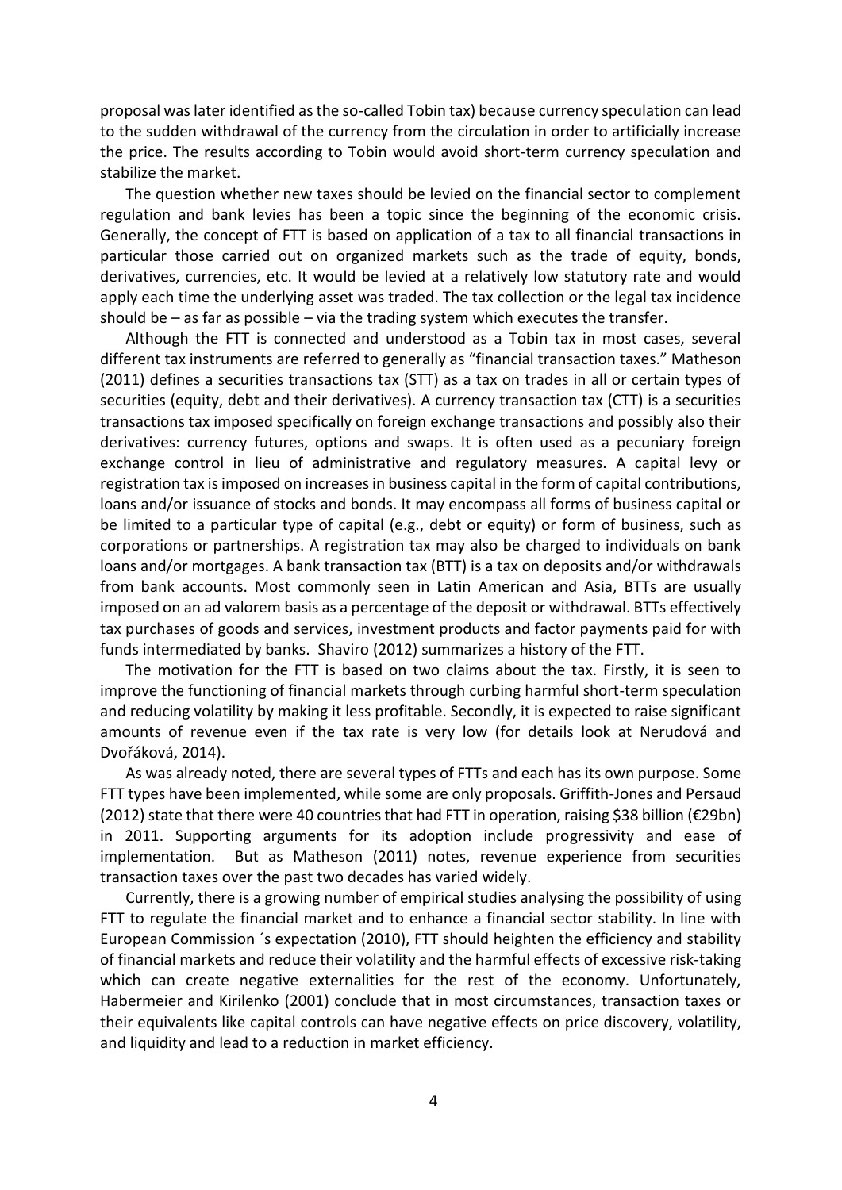proposal was later identified as the so-called Tobin tax) because currency speculation can lead to the sudden withdrawal of the currency from the circulation in order to artificially increase the price. The results according to Tobin would avoid short-term currency speculation and stabilize the market.

The question whether new taxes should be levied on the financial sector to complement regulation and bank levies has been a topic since the beginning of the economic crisis. Generally, the concept of FTT is based on application of a tax to all financial transactions in particular those carried out on organized markets such as the trade of equity, bonds, derivatives, currencies, etc. It would be levied at a relatively low statutory rate and would apply each time the underlying asset was traded. The tax collection or the legal tax incidence should be – as far as possible – via the trading system which executes the transfer.

Although the FTT is connected and understood as a Tobin tax in most cases, several different tax instruments are referred to generally as "financial transaction taxes." Matheson (2011) defines a securities transactions tax (STT) as a tax on trades in all or certain types of securities (equity, debt and their derivatives). A currency transaction tax (CTT) is a securities transactions tax imposed specifically on foreign exchange transactions and possibly also their derivatives: currency futures, options and swaps. It is often used as a pecuniary foreign exchange control in lieu of administrative and regulatory measures. A capital levy or registration tax is imposed on increases in business capital in the form of capital contributions, loans and/or issuance of stocks and bonds. It may encompass all forms of business capital or be limited to a particular type of capital (e.g., debt or equity) or form of business, such as corporations or partnerships. A registration tax may also be charged to individuals on bank loans and/or mortgages. A bank transaction tax (BTT) is a tax on deposits and/or withdrawals from bank accounts. Most commonly seen in Latin American and Asia, BTTs are usually imposed on an ad valorem basis as a percentage of the deposit or withdrawal. BTTs effectively tax purchases of goods and services, investment products and factor payments paid for with funds intermediated by banks. Shaviro (2012) summarizes a history of the FTT.

The motivation for the FTT is based on two claims about the tax. Firstly, it is seen to improve the functioning of financial markets through curbing harmful short-term speculation and reducing volatility by making it less profitable. Secondly, it is expected to raise significant amounts of revenue even if the tax rate is very low (for details look at Nerudová and Dvořáková, 2014).

As was already noted, there are several types of FTTs and each has its own purpose. Some FTT types have been implemented, while some are only proposals. Griffith-Jones and Persaud (2012) state that there were 40 countries that had FTT in operation, raising $38 billion (€29bn) in 2011. Supporting arguments for its adoption include progressivity and ease of implementation. But as Matheson (2011) notes, revenue experience from securities transaction taxes over the past two decades has varied widely.

Currently, there is a growing number of empirical studies analysing the possibility of using FTT to regulate the financial market and to enhance a financial sector stability. In line with European Commission ´s expectation (2010), FTT should heighten the efficiency and stability of financial markets and reduce their volatility and the harmful effects of excessive risk-taking which can create negative externalities for the rest of the economy. Unfortunately, Habermeier and Kirilenko (2001) conclude that in most circumstances, transaction taxes or their equivalents like capital controls can have negative effects on price discovery, volatility, and liquidity and lead to a reduction in market efficiency.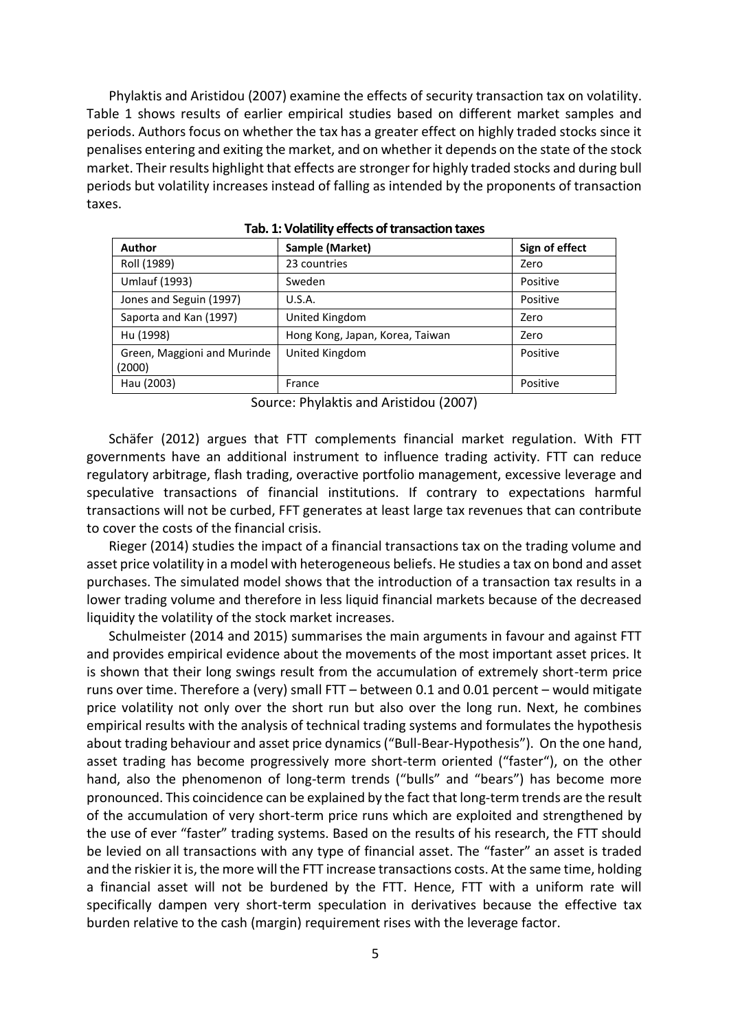Phylaktis and Aristidou (2007) examine the effects of security transaction tax on volatility. Table 1 shows results of earlier empirical studies based on different market samples and periods. Authors focus on whether the tax has a greater effect on highly traded stocks since it penalises entering and exiting the market, and on whether it depends on the state of the stock market. Their results highlight that effects are stronger for highly traded stocks and during bull periods but volatility increases instead of falling as intended by the proponents of transaction taxes.

**Tab. 1: Volatility effects of transaction taxes**

| Author | Sample (Market) | Sign of effect |
|---|---|---|
| Roll (1989) | 23 countries | Zero |
| Umlauf (1993) | Sweden | Positive |
| Jones and Seguin (1997) | U.S.A. | Positive |
| Saporta and Kan (1997) | United Kingdom | Zero |
| Hu (1998) | Hong Kong, Japan, Korea, Taiwan | Zero |
| Green, Maggioni and Murinde (2000) | United Kingdom | Positive |
| Hau (2003) | France | Positive |

Source: Phylaktis and Aristidou (2007)

Schäfer (2012) argues that FTT complements financial market regulation. With FTT governments have an additional instrument to influence trading activity. FTT can reduce regulatory arbitrage, flash trading, overactive portfolio management, excessive leverage and speculative transactions of financial institutions. If contrary to expectations harmful transactions will not be curbed, FFT generates at least large tax revenues that can contribute to cover the costs of the financial crisis.

Rieger (2014) studies the impact of a financial transactions tax on the trading volume and asset price volatility in a model with heterogeneous beliefs. He studies a tax on bond and asset purchases. The simulated model shows that the introduction of a transaction tax results in a lower trading volume and therefore in less liquid financial markets because of the decreased liquidity the volatility of the stock market increases.

Schulmeister (2014 and 2015) summarises the main arguments in favour and against FTT and provides empirical evidence about the movements of the most important asset prices. It is shown that their long swings result from the accumulation of extremely short-term price runs over time. Therefore a (very) small FTT – between 0.1 and 0.01 percent – would mitigate price volatility not only over the short run but also over the long run. Next, he combines empirical results with the analysis of technical trading systems and formulates the hypothesis about trading behaviour and asset price dynamics ("Bull-Bear-Hypothesis"). On the one hand, asset trading has become progressively more short-term oriented ("faster"), on the other hand, also the phenomenon of long-term trends ("bulls" and "bears") has become more pronounced. This coincidence can be explained by the fact that long-term trends are the result of the accumulation of very short-term price runs which are exploited and strengthened by the use of ever "faster" trading systems. Based on the results of his research, the FTT should be levied on all transactions with any type of financial asset. The "faster" an asset is traded and the riskier it is, the more will the FTT increase transactions costs. At the same time, holding a financial asset will not be burdened by the FTT. Hence, FTT with a uniform rate will specifically dampen very short-term speculation in derivatives because the effective tax burden relative to the cash (margin) requirement rises with the leverage factor.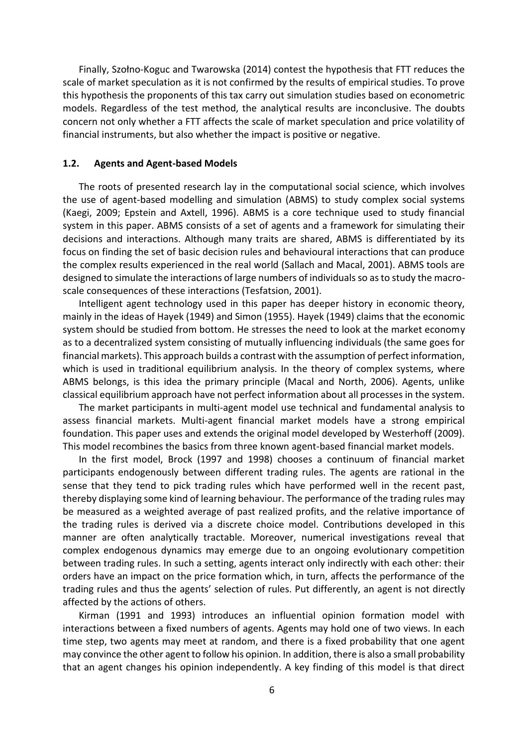Finally, Szołno-Koguc and Twarowska (2014) contest the hypothesis that FTT reduces the scale of market speculation as it is not confirmed by the results of empirical studies. To prove this hypothesis the proponents of this tax carry out simulation studies based on econometric models. Regardless of the test method, the analytical results are inconclusive. The doubts concern not only whether a FTT affects the scale of market speculation and price volatility of financial instruments, but also whether the impact is positive or negative.

### 1.2. Agents and Agent-based Models

The roots of presented research lay in the computational social science, which involves the use of agent-based modelling and simulation (ABMS) to study complex social systems (Kaegi, 2009; Epstein and Axtell, 1996). ABMS is a core technique used to study financial system in this paper. ABMS consists of a set of agents and a framework for simulating their decisions and interactions. Although many traits are shared, ABMS is differentiated by its focus on finding the set of basic decision rules and behavioural interactions that can produce the complex results experienced in the real world (Sallach and Macal, 2001). ABMS tools are designed to simulate the interactions of large numbers of individuals so as to study the macro-scale consequences of these interactions (Tesfatsion, 2001).

Intelligent agent technology used in this paper has deeper history in economic theory, mainly in the ideas of Hayek (1949) and Simon (1955). Hayek (1949) claims that the economic system should be studied from bottom. He stresses the need to look at the market economy as to a decentralized system consisting of mutually influencing individuals (the same goes for financial markets). This approach builds a contrast with the assumption of perfect information, which is used in traditional equilibrium analysis. In the theory of complex systems, where ABMS belongs, is this idea the primary principle (Macal and North, 2006). Agents, unlike classical equilibrium approach have not perfect information about all processes in the system.

The market participants in multi-agent model use technical and fundamental analysis to assess financial markets. Multi-agent financial market models have a strong empirical foundation. This paper uses and extends the original model developed by Westerhoff (2009). This model recombines the basics from three known agent-based financial market models.

In the first model, Brock (1997 and 1998) chooses a continuum of financial market participants endogenously between different trading rules. The agents are rational in the sense that they tend to pick trading rules which have performed well in the recent past, thereby displaying some kind of learning behaviour. The performance of the trading rules may be measured as a weighted average of past realized profits, and the relative importance of the trading rules is derived via a discrete choice model. Contributions developed in this manner are often analytically tractable. Moreover, numerical investigations reveal that complex endogenous dynamics may emerge due to an ongoing evolutionary competition between trading rules. In such a setting, agents interact only indirectly with each other: their orders have an impact on the price formation which, in turn, affects the performance of the trading rules and thus the agents' selection of rules. Put differently, an agent is not directly affected by the actions of others.

Kirman (1991 and 1993) introduces an influential opinion formation model with interactions between a fixed numbers of agents. Agents may hold one of two views. In each time step, two agents may meet at random, and there is a fixed probability that one agent may convince the other agent to follow his opinion. In addition, there is also a small probability that an agent changes his opinion independently. A key finding of this model is that direct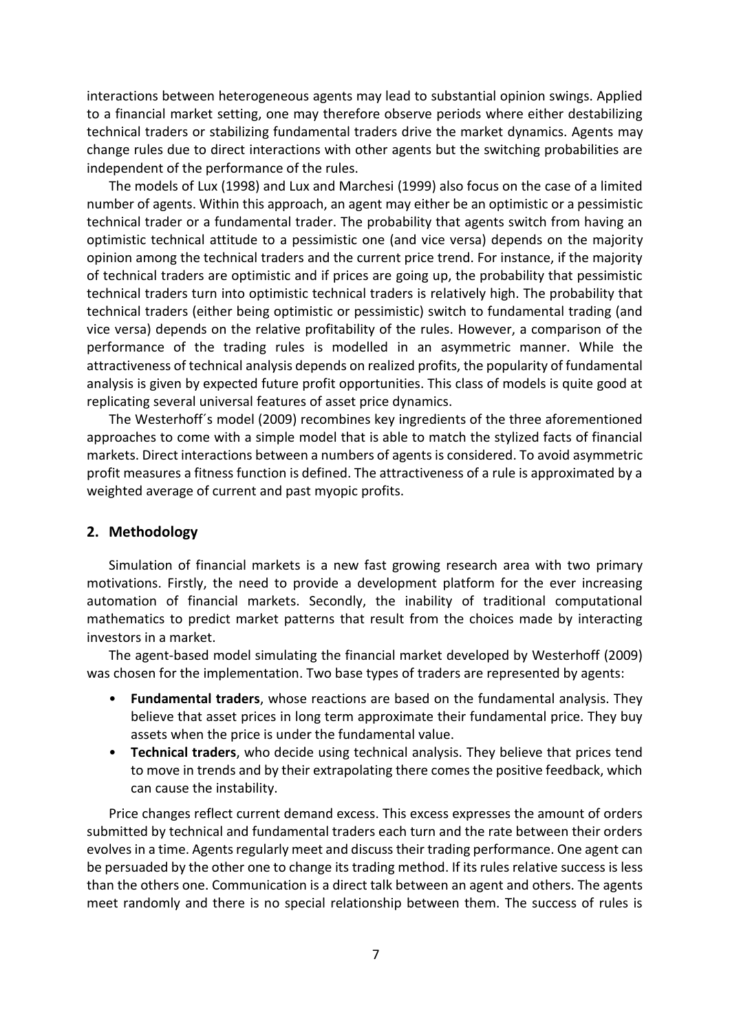interactions between heterogeneous agents may lead to substantial opinion swings. Applied to a financial market setting, one may therefore observe periods where either destabilizing technical traders or stabilizing fundamental traders drive the market dynamics. Agents may change rules due to direct interactions with other agents but the switching probabilities are independent of the performance of the rules.

The models of Lux (1998) and Lux and Marchesi (1999) also focus on the case of a limited number of agents. Within this approach, an agent may either be an optimistic or a pessimistic technical trader or a fundamental trader. The probability that agents switch from having an optimistic technical attitude to a pessimistic one (and vice versa) depends on the majority opinion among the technical traders and the current price trend. For instance, if the majority of technical traders are optimistic and if prices are going up, the probability that pessimistic technical traders turn into optimistic technical traders is relatively high. The probability that technical traders (either being optimistic or pessimistic) switch to fundamental trading (and vice versa) depends on the relative profitability of the rules. However, a comparison of the performance of the trading rules is modelled in an asymmetric manner. While the attractiveness of technical analysis depends on realized profits, the popularity of fundamental analysis is given by expected future profit opportunities. This class of models is quite good at replicating several universal features of asset price dynamics.

The Westerhoff´s model (2009) recombines key ingredients of the three aforementioned approaches to come with a simple model that is able to match the stylized facts of financial markets. Direct interactions between a numbers of agents is considered. To avoid asymmetric profit measures a fitness function is defined. The attractiveness of a rule is approximated by a weighted average of current and past myopic profits.

## 2. Methodology

Simulation of financial markets is a new fast growing research area with two primary motivations. Firstly, the need to provide a development platform for the ever increasing automation of financial markets. Secondly, the inability of traditional computational mathematics to predict market patterns that result from the choices made by interacting investors in a market.

The agent-based model simulating the financial market developed by Westerhoff (2009) was chosen for the implementation. Two base types of traders are represented by agents:

- **Fundamental traders**, whose reactions are based on the fundamental analysis. They believe that asset prices in long term approximate their fundamental price. They buy assets when the price is under the fundamental value.
- **Technical traders**, who decide using technical analysis. They believe that prices tend to move in trends and by their extrapolating there comes the positive feedback, which can cause the instability.

Price changes reflect current demand excess. This excess expresses the amount of orders submitted by technical and fundamental traders each turn and the rate between their orders evolves in a time. Agents regularly meet and discuss their trading performance. One agent can be persuaded by the other one to change its trading method. If its rules relative success is less than the others one. Communication is a direct talk between an agent and others. The agents meet randomly and there is no special relationship between them. The success of rules is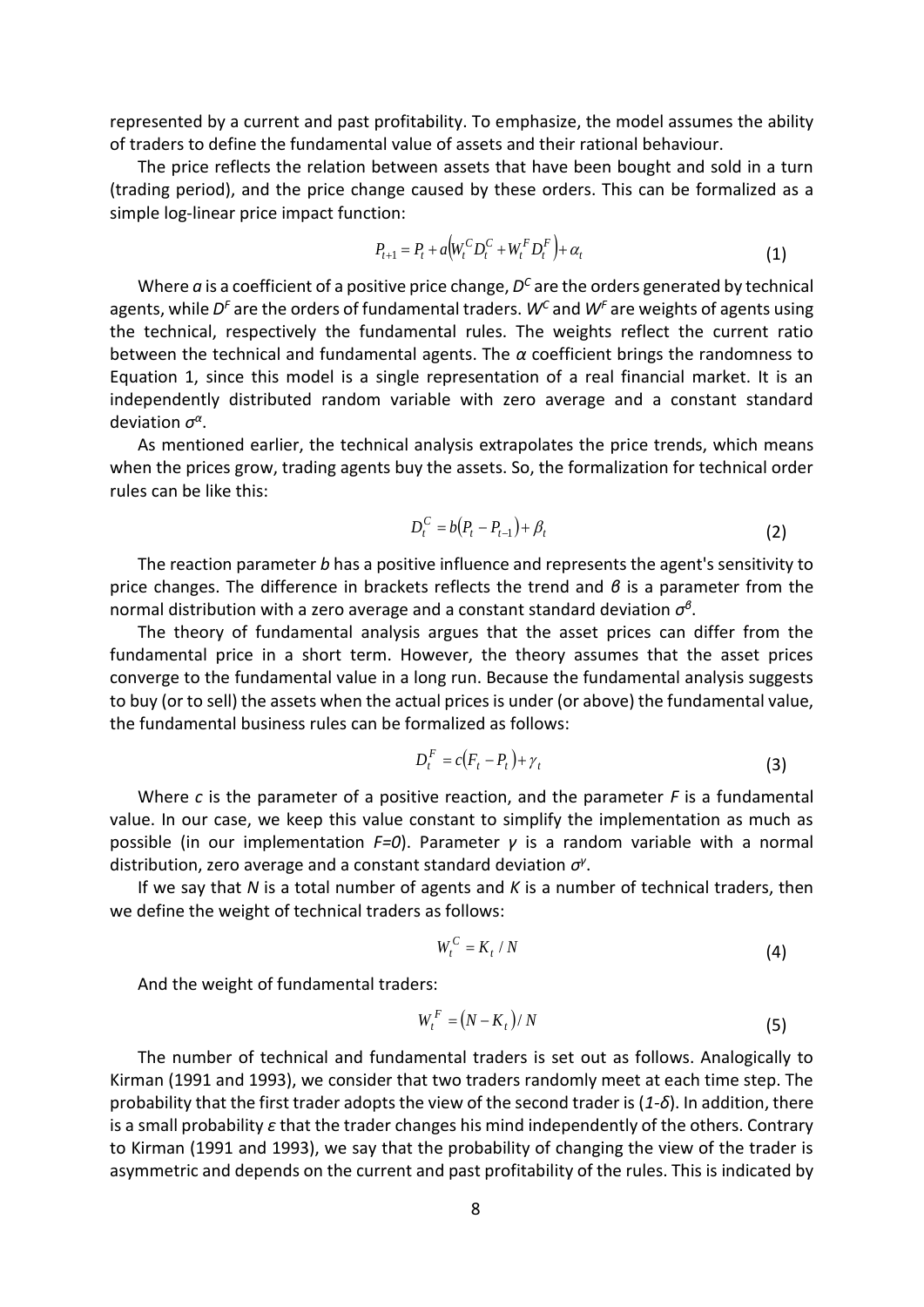represented by a current and past profitability. To emphasize, the model assumes the ability of traders to define the fundamental value of assets and their rational behaviour.

The price reflects the relation between assets that have been bought and sold in a turn (trading period), and the price change caused by these orders. This can be formalized as a simple log-linear price impact function:

$$P_{t+1} = P_t + a\left(W_t^C D_t^C + W_t^F D_t^F\right) + \alpha_t \tag{1}$$

Where *a* is a coefficient of a positive price change, $D^C$ are the orders generated by technical agents, while $D^F$ are the orders of fundamental traders. $W^C$ and $W^F$ are weights of agents using the technical, respectively the fundamental rules. The weights reflect the current ratio between the technical and fundamental agents. The $\alpha$ coefficient brings the randomness to Equation 1, since this model is a single representation of a real financial market. It is an independently distributed random variable with zero average and a constant standard deviation $\sigma^\alpha$.

As mentioned earlier, the technical analysis extrapolates the price trends, which means when the prices grow, trading agents buy the assets. So, the formalization for technical order rules can be like this:

$$D_t^C = b\left(P_t - P_{t-1}\right) + \beta_t \tag{2}$$

The reaction parameter *b* has a positive influence and represents the agent's sensitivity to price changes. The difference in brackets reflects the trend and $\beta$ is a parameter from the normal distribution with a zero average and a constant standard deviation $\sigma^\beta$.

The theory of fundamental analysis argues that the asset prices can differ from the fundamental price in a short term. However, the theory assumes that the asset prices converge to the fundamental value in a long run. Because the fundamental analysis suggests to buy (or to sell) the assets when the actual prices is under (or above) the fundamental value, the fundamental business rules can be formalized as follows:

$$D_t^F = c\left(F_t - P_t\right) + \gamma_t \tag{3}$$

Where *c* is the parameter of a positive reaction, and the parameter *F* is a fundamental value. In our case, we keep this value constant to simplify the implementation as much as possible (in our implementation $F=0$). Parameter $\gamma$ is a random variable with a normal distribution, zero average and a constant standard deviation $\sigma^\gamma$.

If we say that *N* is a total number of agents and *K* is a number of technical traders, then we define the weight of technical traders as follows:

$$W_t^C = K_t / N \tag{4}$$

And the weight of fundamental traders:

$$W_t^F = \left(N - K_t\right) / N \tag{5}$$

The number of technical and fundamental traders is set out as follows. Analogically to Kirman (1991 and 1993), we consider that two traders randomly meet at each time step. The probability that the first trader adopts the view of the second trader is ($1-\delta$). In addition, there is a small probability $\varepsilon$ that the trader changes his mind independently of the others. Contrary to Kirman (1991 and 1993), we say that the probability of changing the view of the trader is asymmetric and depends on the current and past profitability of the rules. This is indicated by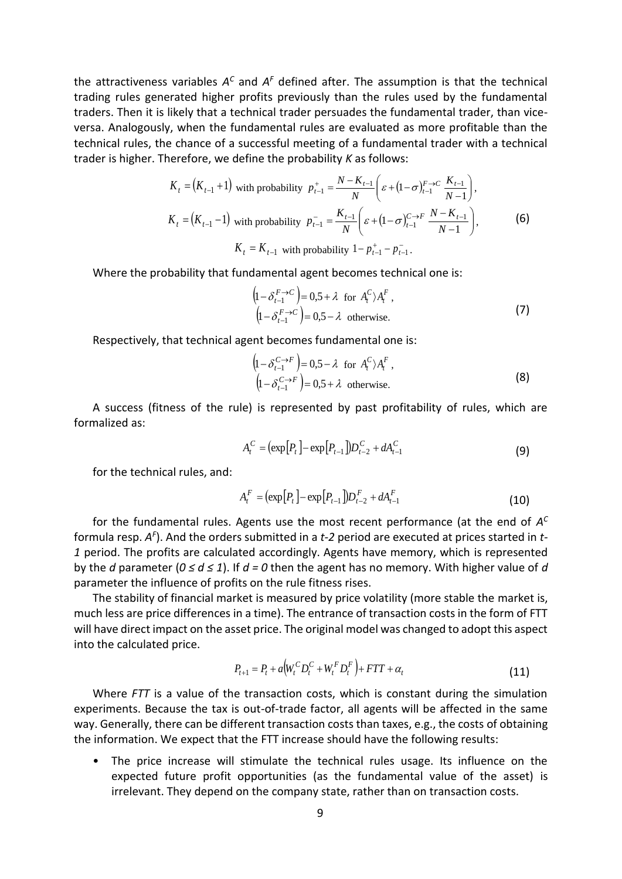the attractiveness variables $A^C$ and $A^F$ defined after. The assumption is that the technical trading rules generated higher profits previously than the rules used by the fundamental traders. Then it is likely that a technical trader persuades the fundamental trader, than vice-versa. Analogously, when the fundamental rules are evaluated as more profitable than the technical rules, the chance of a successful meeting of a fundamental trader with a technical trader is higher. Therefore, we define the probability *K* as follows:

$$
\begin{aligned}
K_t &= (K_{t-1}+1) \text{ with probability } p_{t-1}^{+} = \frac{N-K_{t-1}}{N}\left(\varepsilon + (1-\sigma)_{t-1}^{F\to C}\,\frac{K_{t-1}}{N-1}\right), \\
K_t &= (K_{t-1}-1) \text{ with probability } p_{t-1}^{-} = \frac{K_{t-1}}{N}\left(\varepsilon + (1-\sigma)_{t-1}^{C\to F}\,\frac{N-K_{t-1}}{N-1}\right), \\
K_t &= K_{t-1} \text{ with probability } 1-p_{t-1}^{+}-p_{t-1}^{-}.
\end{aligned} \tag{6}
$$

Where the probability that fundamental agent becomes technical one is:

$$
\begin{aligned}
\left(1-\delta_{t-1}^{F\to C}\right) &= 0{,}5+\lambda \text{ for } A_t^C \rangle A_t^F, \\
\left(1-\delta_{t-1}^{F\to C}\right) &= 0{,}5-\lambda \text{ otherwise.}
\end{aligned} \tag{7}
$$

Respectively, that technical agent becomes fundamental one is:

$$
\begin{aligned}
\left(1-\delta_{t-1}^{C\to F}\right) &= 0{,}5-\lambda \text{ for } A_t^C \rangle A_t^F, \\
\left(1-\delta_{t-1}^{C\to F}\right) &= 0{,}5+\lambda \text{ otherwise.}
\end{aligned} \tag{8}
$$

A success (fitness of the rule) is represented by past profitability of rules, which are formalized as:

$$
A_t^C = \left(\exp[P_t]-\exp[P_{t-1}]\right)D_{t-2}^C + dA_{t-1}^C \tag{9}
$$

for the technical rules, and:

$$
A_t^F = \left(\exp[P_t]-\exp[P_{t-1}]\right)D_{t-2}^F + dA_{t-1}^F \tag{10}
$$

for the fundamental rules. Agents use the most recent performance (at the end of $A^C$ formula resp. $A^F$). And the orders submitted in a *t-2* period are executed at prices started in *t-1* period. The profits are calculated accordingly. Agents have memory, which is represented by the *d* parameter ($0 \le d \le 1$). If $d = 0$ then the agent has no memory. With higher value of *d* parameter the influence of profits on the rule fitness rises.

The stability of financial market is measured by price volatility (more stable the market is, much less are price differences in a time). The entrance of transaction costs in the form of FTT will have direct impact on the asset price. The original model was changed to adopt this aspect into the calculated price.

$$
P_{t+1} = P_t + a\left(W_t^C D_t^C + W_t^F D_t^F\right) + FTT + \alpha_t \tag{11}
$$

Where *FTT* is a value of the transaction costs, which is constant during the simulation experiments. Because the tax is out-of-trade factor, all agents will be affected in the same way. Generally, there can be different transaction costs than taxes, e.g., the costs of obtaining the information. We expect that the FTT increase should have the following results:

- The price increase will stimulate the technical rules usage. Its influence on the expected future profit opportunities (as the fundamental value of the asset) is irrelevant. They depend on the company state, rather than on transaction costs.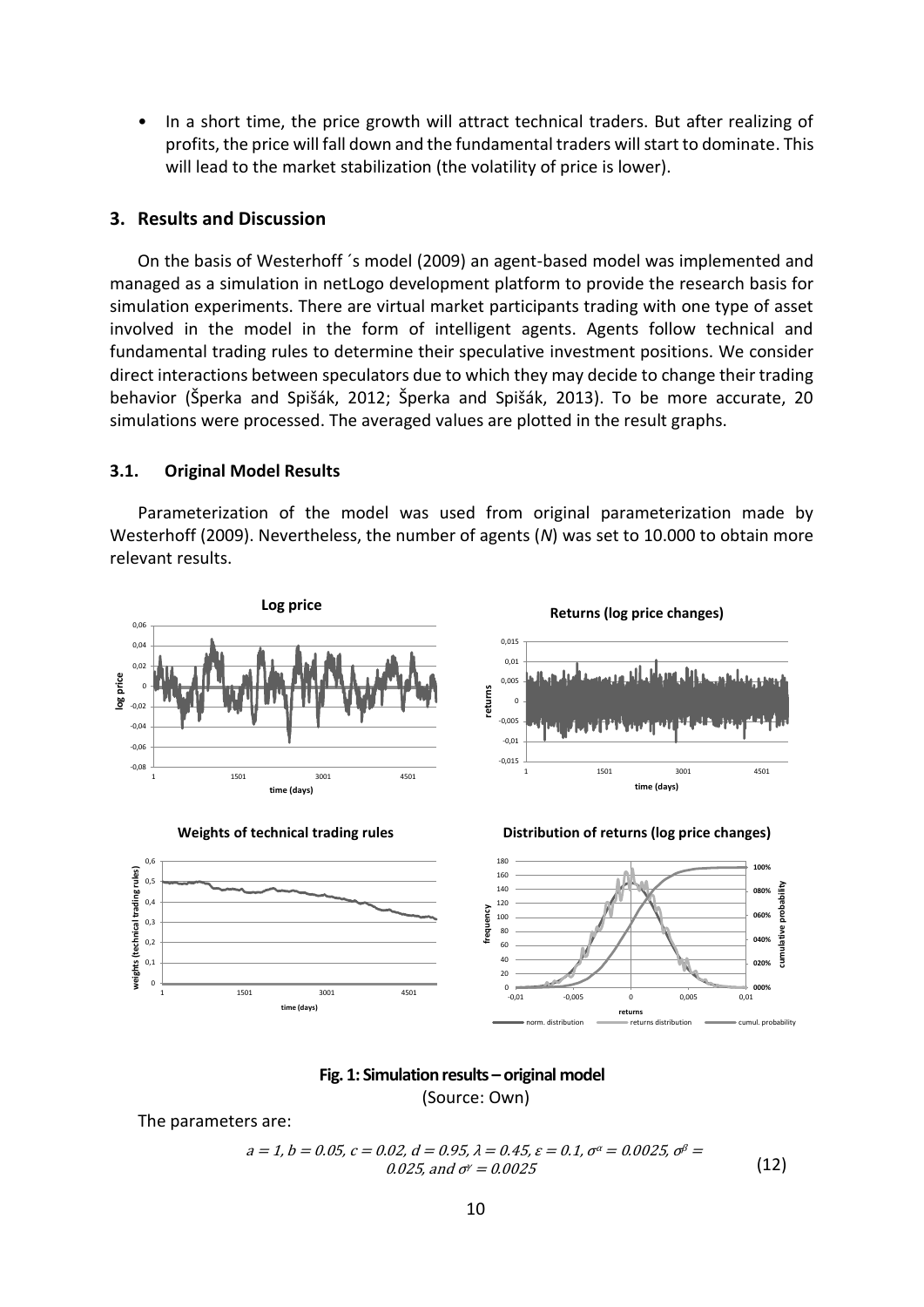- In a short time, the price growth will attract technical traders. But after realizing of profits, the price will fall down and the fundamental traders will start to dominate. This will lead to the market stabilization (the volatility of price is lower).

## 3. Results and Discussion

On the basis of Westerhoff ´s model (2009) an agent-based model was implemented and managed as a simulation in netLogo development platform to provide the research basis for simulation experiments. There are virtual market participants trading with one type of asset involved in the model in the form of intelligent agents. Agents follow technical and fundamental trading rules to determine their speculative investment positions. We consider direct interactions between speculators due to which they may decide to change their trading behavior (Šperka and Spišák, 2012; Šperka and Spišák, 2013). To be more accurate, 20 simulations were processed. The averaged values are plotted in the result graphs.

### 3.1. Original Model Results

Parameterization of the model was used from original parameterization made by Westerhoff (2009). Nevertheless, the number of agents (*N*) was set to 10.000 to obtain more relevant results.

**Fig. 1: Simulation results – original model**
(Source: Own)

The parameters are:

$$a = 1, b = 0.05, c = 0.02, d = 0.95, \lambda = 0.45, \varepsilon = 0.1, \sigma^{\alpha} = 0.0025, \sigma^{\beta} = 0.025, \text{ and } \sigma^{\gamma} = 0.0025 \tag{12}$$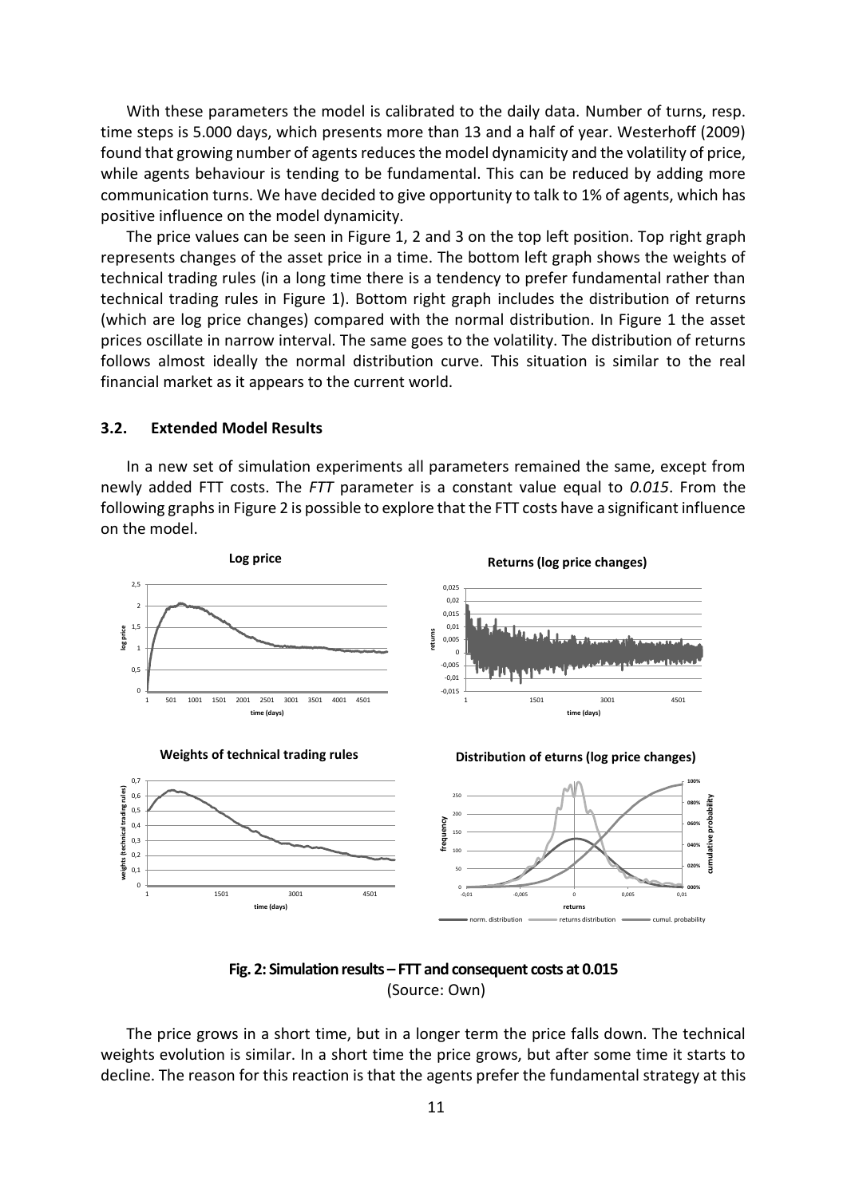With these parameters the model is calibrated to the daily data. Number of turns, resp. time steps is 5.000 days, which presents more than 13 and a half of year. Westerhoff (2009) found that growing number of agents reduces the model dynamicity and the volatility of price, while agents behaviour is tending to be fundamental. This can be reduced by adding more communication turns. We have decided to give opportunity to talk to 1% of agents, which has positive influence on the model dynamicity.

The price values can be seen in Figure 1, 2 and 3 on the top left position. Top right graph represents changes of the asset price in a time. The bottom left graph shows the weights of technical trading rules (in a long time there is a tendency to prefer fundamental rather than technical trading rules in Figure 1). Bottom right graph includes the distribution of returns (which are log price changes) compared with the normal distribution. In Figure 1 the asset prices oscillate in narrow interval. The same goes to the volatility. The distribution of returns follows almost ideally the normal distribution curve. This situation is similar to the real financial market as it appears to the current world.

### 3.2. Extended Model Results

In a new set of simulation experiments all parameters remained the same, except from newly added FTT costs. The *FTT* parameter is a constant value equal to *0.015*. From the following graphs in Figure 2 is possible to explore that the FTT costs have a significant influence on the model.

**Fig. 2: Simulation results – FTT and consequent costs at 0.015**
(Source: Own)

The price grows in a short time, but in a longer term the price falls down. The technical weights evolution is similar. In a short time the price grows, but after some time it starts to decline. The reason for this reaction is that the agents prefer the fundamental strategy at this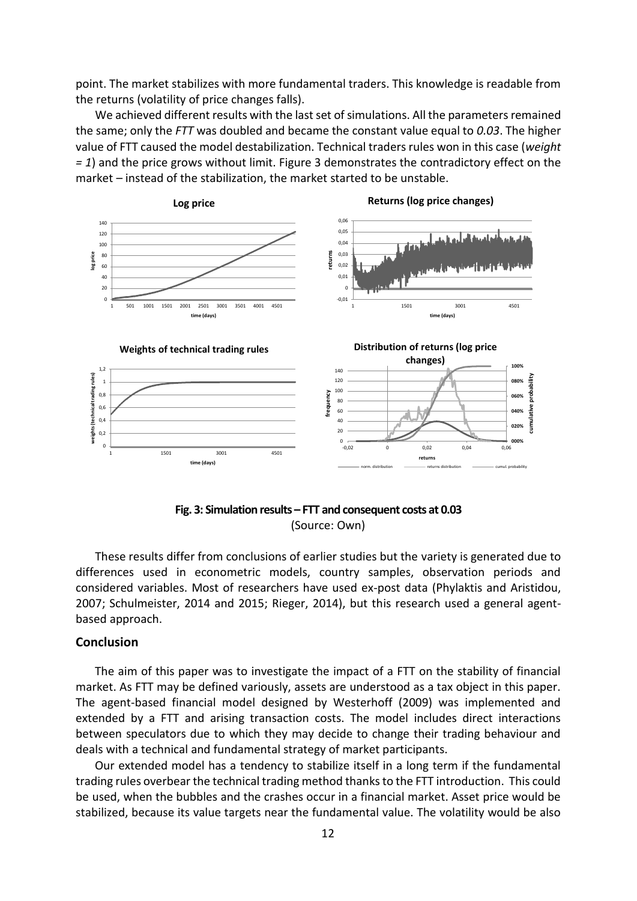point. The market stabilizes with more fundamental traders. This knowledge is readable from the returns (volatility of price changes falls).

We achieved different results with the last set of simulations. All the parameters remained the same; only the *FTT* was doubled and became the constant value equal to *0.03*. The higher value of FTT caused the model destabilization. Technical traders rules won in this case (*weight = 1*) and the price grows without limit. Figure 3 demonstrates the contradictory effect on the market – instead of the stabilization, the market started to be unstable.

**Fig. 3: Simulation results – FTT and consequent costs at 0.03**
(Source: Own)

These results differ from conclusions of earlier studies but the variety is generated due to differences used in econometric models, country samples, observation periods and considered variables. Most of researchers have used ex-post data (Phylaktis and Aristidou, 2007; Schulmeister, 2014 and 2015; Rieger, 2014), but this research used a general agent-based approach.

## Conclusion

The aim of this paper was to investigate the impact of a FTT on the stability of financial market. As FTT may be defined variously, assets are understood as a tax object in this paper. The agent-based financial model designed by Westerhoff (2009) was implemented and extended by a FTT and arising transaction costs. The model includes direct interactions between speculators due to which they may decide to change their trading behaviour and deals with a technical and fundamental strategy of market participants.

Our extended model has a tendency to stabilize itself in a long term if the fundamental trading rules overbear the technical trading method thanks to the FTT introduction. This could be used, when the bubbles and the crashes occur in a financial market. Asset price would be stabilized, because its value targets near the fundamental value. The volatility would be also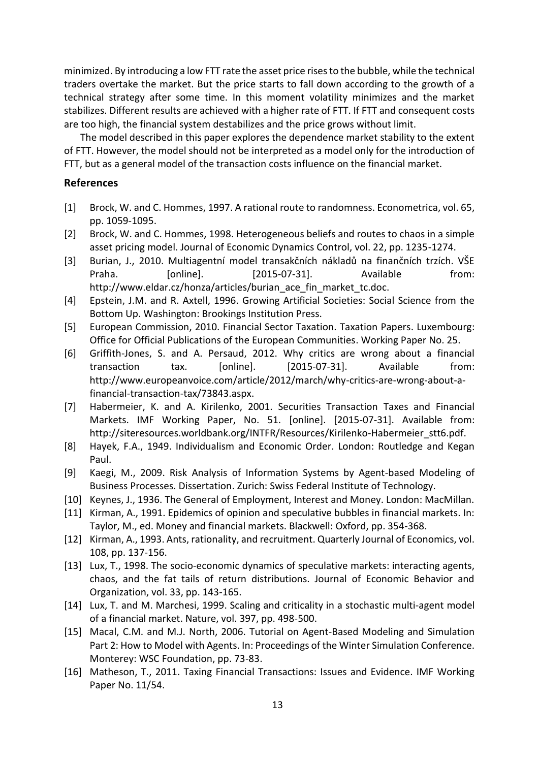minimized. By introducing a low FTT rate the asset price rises to the bubble, while the technical traders overtake the market. But the price starts to fall down according to the growth of a technical strategy after some time. In this moment volatility minimizes and the market stabilizes. Different results are achieved with a higher rate of FTT. If FTT and consequent costs are too high, the financial system destabilizes and the price grows without limit.

The model described in this paper explores the dependence market stability to the extent of FTT. However, the model should not be interpreted as a model only for the introduction of FTT, but as a general model of the transaction costs influence on the financial market.

## References

[1] Brock, W. and C. Hommes, 1997. A rational route to randomness. Econometrica, vol. 65, pp. 1059-1095.

[2] Brock, W. and C. Hommes, 1998. Heterogeneous beliefs and routes to chaos in a simple asset pricing model. Journal of Economic Dynamics Control, vol. 22, pp. 1235-1274.

[3] Burian, J., 2010. Multiagentní model transakčních nákladů na finančních trzích. VŠE Praha. [online]. [2015-07-31]. Available from: http://www.eldar.cz/honza/articles/burian_ace_fin_market_tc.doc.

[4] Epstein, J.M. and R. Axtell, 1996. Growing Artificial Societies: Social Science from the Bottom Up. Washington: Brookings Institution Press.

[5] European Commission, 2010. Financial Sector Taxation. Taxation Papers. Luxembourg: Office for Official Publications of the European Communities. Working Paper No. 25.

[6] Griffith-Jones, S. and A. Persaud, 2012. Why critics are wrong about a financial transaction tax. [online]. [2015-07-31]. Available from: http://www.europeanvoice.com/article/2012/march/why-critics-are-wrong-about-a-financial-transaction-tax/73843.aspx.

[7] Habermeier, K. and A. Kirilenko, 2001. Securities Transaction Taxes and Financial Markets. IMF Working Paper, No. 51. [online]. [2015-07-31]. Available from: http://siteresources.worldbank.org/INTFR/Resources/Kirilenko-Habermeier_stt6.pdf.

[8] Hayek, F.A., 1949. Individualism and Economic Order. London: Routledge and Kegan Paul.

[9] Kaegi, M., 2009. Risk Analysis of Information Systems by Agent-based Modeling of Business Processes. Dissertation. Zurich: Swiss Federal Institute of Technology.

[10] Keynes, J., 1936. The General of Employment, Interest and Money. London: MacMillan.

[11] Kirman, A., 1991. Epidemics of opinion and speculative bubbles in financial markets. In: Taylor, M., ed. Money and financial markets. Blackwell: Oxford, pp. 354-368.

[12] Kirman, A., 1993. Ants, rationality, and recruitment. Quarterly Journal of Economics, vol. 108, pp. 137-156.

[13] Lux, T., 1998. The socio-economic dynamics of speculative markets: interacting agents, chaos, and the fat tails of return distributions. Journal of Economic Behavior and Organization, vol. 33, pp. 143-165.

[14] Lux, T. and M. Marchesi, 1999. Scaling and criticality in a stochastic multi-agent model of a financial market. Nature, vol. 397, pp. 498-500.

[15] Macal, C.M. and M.J. North, 2006. Tutorial on Agent-Based Modeling and Simulation Part 2: How to Model with Agents. In: Proceedings of the Winter Simulation Conference. Monterey: WSC Foundation, pp. 73-83.

[16] Matheson, T., 2011. Taxing Financial Transactions: Issues and Evidence. IMF Working Paper No. 11/54.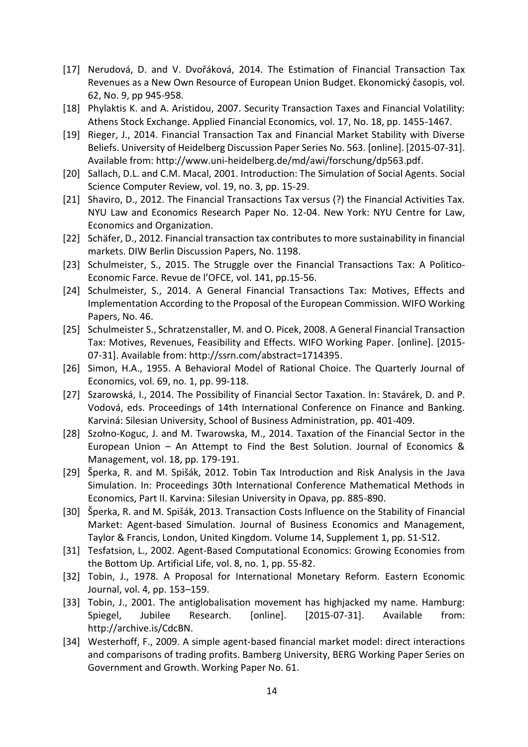[17] Nerudová, D. and V. Dvořáková, 2014. The Estimation of Financial Transaction Tax Revenues as a New Own Resource of European Union Budget. Ekonomický časopis, vol. 62, No. 9, pp 945-958.

[18] Phylaktis K. and A. Aristidou, 2007. Security Transaction Taxes and Financial Volatility: Athens Stock Exchange. Applied Financial Economics, vol. 17, No. 18, pp. 1455-1467.

[19] Rieger, J., 2014. Financial Transaction Tax and Financial Market Stability with Diverse Beliefs. University of Heidelberg Discussion Paper Series No. 563. [online]. [2015-07-31]. Available from: http://www.uni-heidelberg.de/md/awi/forschung/dp563.pdf.

[20] Sallach, D.L. and C.M. Macal, 2001. Introduction: The Simulation of Social Agents. Social Science Computer Review, vol. 19, no. 3, pp. 15-29.

[21] Shaviro, D., 2012. The Financial Transactions Tax versus (?) the Financial Activities Tax. NYU Law and Economics Research Paper No. 12-04. New York: NYU Centre for Law, Economics and Organization.

[22] Schäfer, D., 2012. Financial transaction tax contributes to more sustainability in financial markets. DIW Berlin Discussion Papers, No. 1198.

[23] Schulmeister, S., 2015. The Struggle over the Financial Transactions Tax: A Politico-Economic Farce. Revue de l'OFCE, vol. 141, pp.15-56.

[24] Schulmeister, S., 2014. A General Financial Transactions Tax: Motives, Effects and Implementation According to the Proposal of the European Commission. WIFO Working Papers, No. 46.

[25] Schulmeister S., Schratzenstaller, M. and O. Picek, 2008. A General Financial Transaction Tax: Motives, Revenues, Feasibility and Effects. WIFO Working Paper. [online]. [2015-07-31]. Available from: http://ssrn.com/abstract=1714395.

[26] Simon, H.A., 1955. A Behavioral Model of Rational Choice. The Quarterly Journal of Economics, vol. 69, no. 1, pp. 99-118.

[27] Szarowská, I., 2014. The Possibility of Financial Sector Taxation. In: Stavárek, D. and P. Vodová, eds. Proceedings of 14th International Conference on Finance and Banking. Karviná: Silesian University, School of Business Administration, pp. 401-409.

[28] Szołno-Koguc, J. and M. Twarowska, M., 2014. Taxation of the Financial Sector in the European Union – An Attempt to Find the Best Solution. Journal of Economics & Management, vol. 18, pp. 179-191.

[29] Šperka, R. and M. Spišák, 2012. Tobin Tax Introduction and Risk Analysis in the Java Simulation. In: Proceedings 30th International Conference Mathematical Methods in Economics, Part II. Karvina: Silesian University in Opava, pp. 885-890.

[30] Šperka, R. and M. Spišák, 2013. Transaction Costs Influence on the Stability of Financial Market: Agent-based Simulation. Journal of Business Economics and Management, Taylor & Francis, London, United Kingdom. Volume 14, Supplement 1, pp. S1-S12.

[31] Tesfatsion, L., 2002. Agent-Based Computational Economics: Growing Economies from the Bottom Up. Artificial Life, vol. 8, no. 1, pp. 55-82.

[32] Tobin, J., 1978. A Proposal for International Monetary Reform. Eastern Economic Journal, vol. 4, pp. 153–159.

[33] Tobin, J., 2001. The antiglobalisation movement has highjacked my name. Hamburg: Spiegel, Jubilee Research. [online]. [2015-07-31]. Available from: http://archive.is/CdcBN.

[34] Westerhoff, F., 2009. A simple agent-based financial market model: direct interactions and comparisons of trading profits. Bamberg University, BERG Working Paper Series on Government and Growth. Working Paper No. 61.